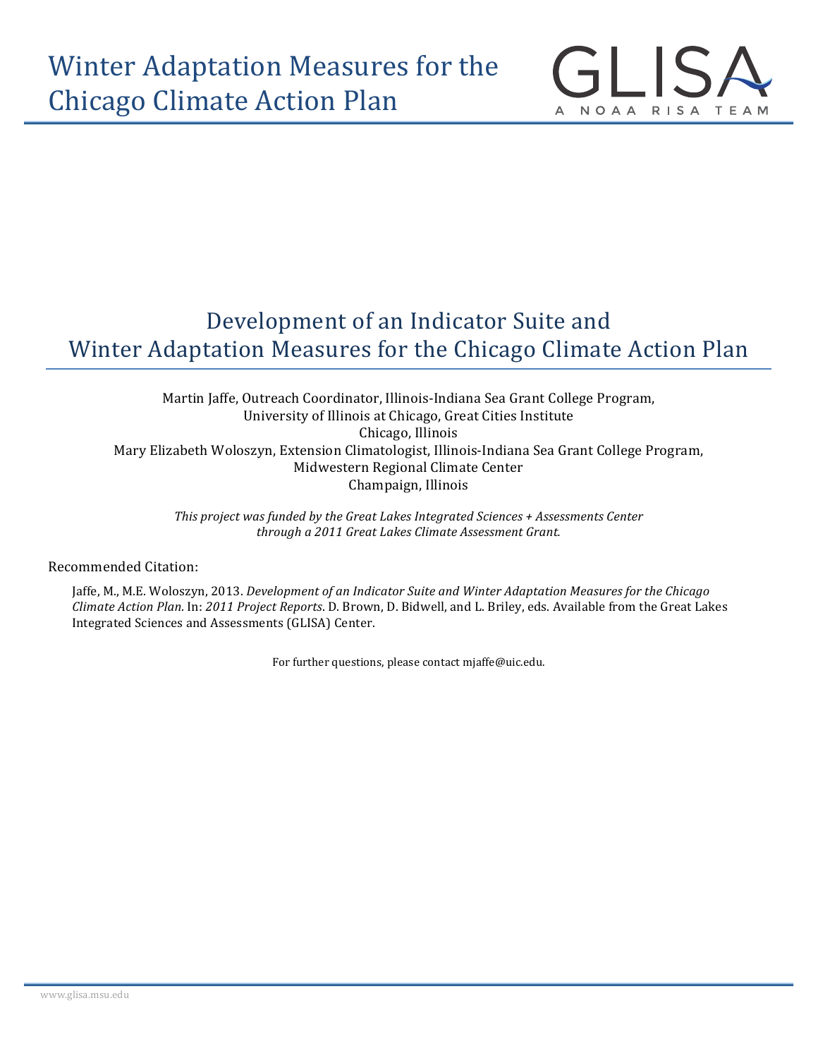# Development of an Indicator Suite and Winter Adaptation Measures for the Chicago Climate Action Plan

Martin Jaffe, Outreach Coordinator, Illinois-Indiana Sea Grant College Program,
University of Illinois at Chicago, Great Cities Institute
Chicago, Illinois
Mary Elizabeth Woloszyn, Extension Climatologist, Illinois-Indiana Sea Grant College Program,
Midwestern Regional Climate Center
Champaign, Illinois

*This project was funded by the Great Lakes Integrated Sciences + Assessments Center through a 2011 Great Lakes Climate Assessment Grant.*

Recommended Citation:

Jaffe, M., M.E. Woloszyn, 2013. *Development of an Indicator Suite and Winter Adaptation Measures for the Chicago Climate Action Plan*. In: *2011 Project Reports*. D. Brown, D. Bidwell, and L. Briley, eds. Available from the Great Lakes Integrated Sciences and Assessments (GLISA) Center.

For further questions, please contact mjaffe@uic.edu.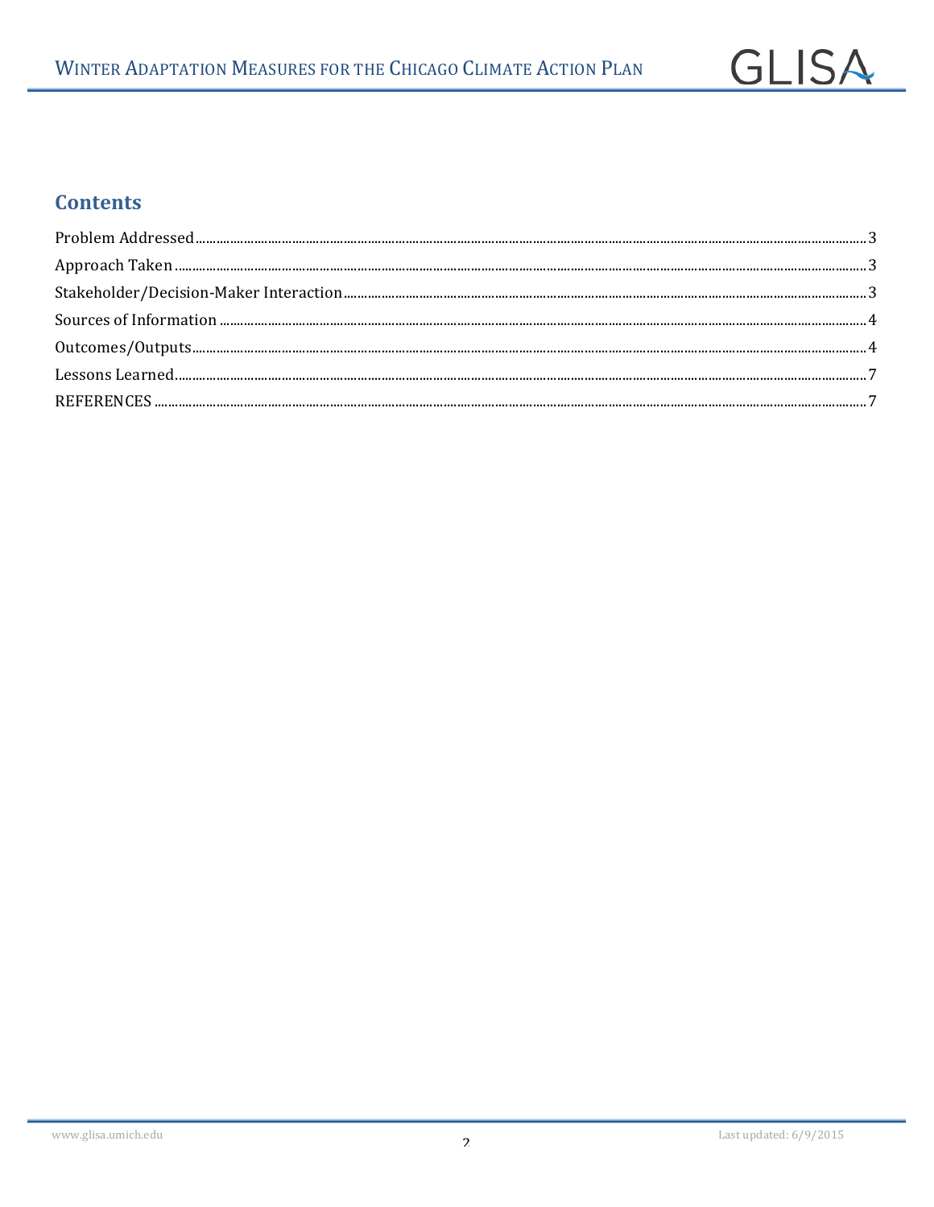## Contents

Problem Addressed ........ 3
Approach Taken ........ 3
Stakeholder/Decision-Maker Interaction ........ 3
Sources of Information ........ 4
Outcomes/Outputs ........ 4
Lessons Learned ........ 7
REFERENCES ........ 7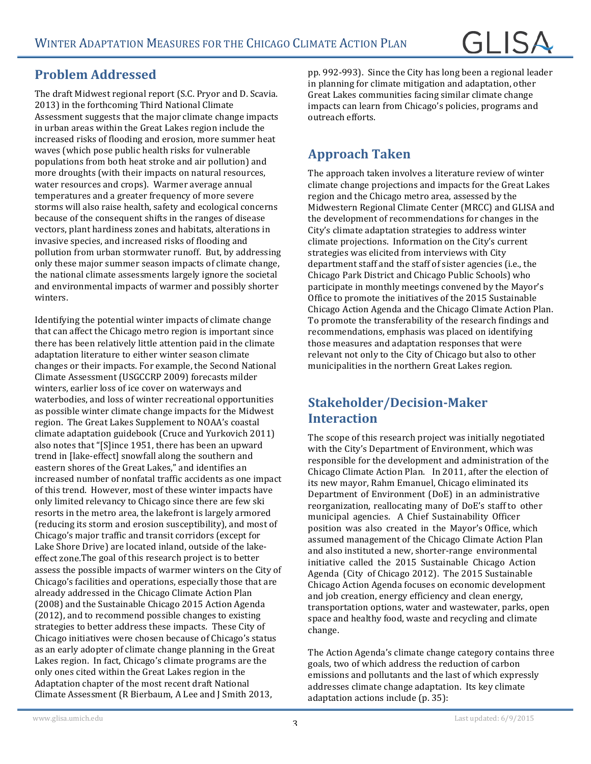## Problem Addressed

The draft Midwest regional report (S.C. Pryor and D. Scavia. 2013) in the forthcoming Third National Climate Assessment suggests that the major climate change impacts in urban areas within the Great Lakes region include the increased risks of flooding and erosion, more summer heat waves (which pose public health risks for vulnerable populations from both heat stroke and air pollution) and more droughts (with their impacts on natural resources, water resources and crops). Warmer average annual temperatures and a greater frequency of more severe storms will also raise health, safety and ecological concerns because of the consequent shifts in the ranges of disease vectors, plant hardiness zones and habitats, alterations in invasive species, and increased risks of flooding and pollution from urban stormwater runoff. But, by addressing only these major summer season impacts of climate change, the national climate assessments largely ignore the societal and environmental impacts of warmer and possibly shorter winters.

Identifying the potential winter impacts of climate change that can affect the Chicago metro region is important since there has been relatively little attention paid in the climate adaptation literature to either winter season climate changes or their impacts. For example, the Second National Climate Assessment (USGCCRP 2009) forecasts milder winters, earlier loss of ice cover on waterways and waterbodies, and loss of winter recreational opportunities as possible winter climate change impacts for the Midwest region. The Great Lakes Supplement to NOAA's coastal climate adaptation guidebook (Cruce and Yurkovich 2011) also notes that "[S]ince 1951, there has been an upward trend in [lake-effect] snowfall along the southern and eastern shores of the Great Lakes," and identifies an increased number of nonfatal traffic accidents as one impact of this trend. However, most of these winter impacts have only limited relevancy to Chicago since there are few ski resorts in the metro area, the lakefront is largely armored (reducing its storm and erosion susceptibility), and most of Chicago's major traffic and transit corridors (except for Lake Shore Drive) are located inland, outside of the lake-effect zone.The goal of this research project is to better assess the possible impacts of warmer winters on the City of Chicago's facilities and operations, especially those that are already addressed in the Chicago Climate Action Plan (2008) and the Sustainable Chicago 2015 Action Agenda (2012), and to recommend possible changes to existing strategies to better address these impacts. These City of Chicago initiatives were chosen because of Chicago's status as an early adopter of climate change planning in the Great Lakes region. In fact, Chicago's climate programs are the only ones cited within the Great Lakes region in the Adaptation chapter of the most recent draft National Climate Assessment (R Bierbaum, A Lee and J Smith 2013, pp. 992-993). Since the City has long been a regional leader in planning for climate mitigation and adaptation, other Great Lakes communities facing similar climate change impacts can learn from Chicago's policies, programs and outreach efforts.

## Approach Taken

The approach taken involves a literature review of winter climate change projections and impacts for the Great Lakes region and the Chicago metro area, assessed by the Midwestern Regional Climate Center (MRCC) and GLISA and the development of recommendations for changes in the City's climate adaptation strategies to address winter climate projections. Information on the City's current strategies was elicited from interviews with City department staff and the staff of sister agencies (i.e., the Chicago Park District and Chicago Public Schools) who participate in monthly meetings convened by the Mayor's Office to promote the initiatives of the 2015 Sustainable Chicago Action Agenda and the Chicago Climate Action Plan. To promote the transferability of the research findings and recommendations, emphasis was placed on identifying those measures and adaptation responses that were relevant not only to the City of Chicago but also to other municipalities in the northern Great Lakes region.

## Stakeholder/Decision-Maker Interaction

The scope of this research project was initially negotiated with the City's Department of Environment, which was responsible for the development and administration of the Chicago Climate Action Plan. In 2011, after the election of its new mayor, Rahm Emanuel, Chicago eliminated its Department of Environment (DoE) in an administrative reorganization, reallocating many of DoE's staff to other municipal agencies. A Chief Sustainability Officer position was also created in the Mayor's Office, which assumed management of the Chicago Climate Action Plan and also instituted a new, shorter-range environmental initiative called the 2015 Sustainable Chicago Action Agenda (City of Chicago 2012). The 2015 Sustainable Chicago Action Agenda focuses on economic development and job creation, energy efficiency and clean energy, transportation options, water and wastewater, parks, open space and healthy food, waste and recycling and climate change.

The Action Agenda's climate change category contains three goals, two of which address the reduction of carbon emissions and pollutants and the last of which expressly addresses climate change adaptation. Its key climate adaptation actions include (p. 35):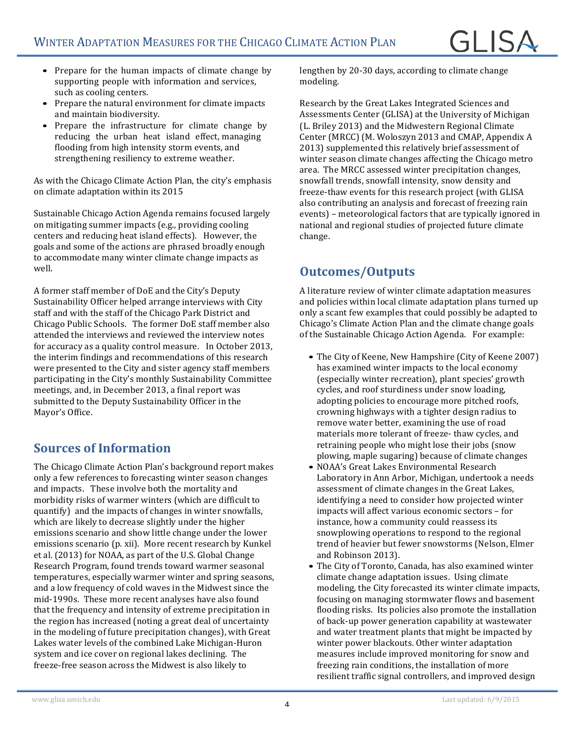- Prepare for the human impacts of climate change by supporting people with information and services, such as cooling centers.
- Prepare the natural environment for climate impacts and maintain biodiversity.
- Prepare the infrastructure for climate change by reducing the urban heat island effect, managing flooding from high intensity storm events, and strengthening resiliency to extreme weather.

As with the Chicago Climate Action Plan, the city's emphasis on climate adaptation within its 2015

Sustainable Chicago Action Agenda remains focused largely on mitigating summer impacts (e.g., providing cooling centers and reducing heat island effects). However, the goals and some of the actions are phrased broadly enough to accommodate many winter climate change impacts as well.

A former staff member of DoE and the City's Deputy Sustainability Officer helped arrange interviews with City staff and with the staff of the Chicago Park District and Chicago Public Schools. The former DoE staff member also attended the interviews and reviewed the interview notes for accuracy as a quality control measure. In October 2013, the interim findings and recommendations of this research were presented to the City and sister agency staff members participating in the City's monthly Sustainability Committee meetings, and, in December 2013, a final report was submitted to the Deputy Sustainability Officer in the Mayor's Office.

## Sources of Information

The Chicago Climate Action Plan's background report makes only a few references to forecasting winter season changes and impacts. These involve both the mortality and morbidity risks of warmer winters (which are difficult to quantify) and the impacts of changes in winter snowfalls, which are likely to decrease slightly under the higher emissions scenario and show little change under the lower emissions scenario (p. xii). More recent research by Kunkel et al. (2013) for NOAA, as part of the U.S. Global Change Research Program, found trends toward warmer seasonal temperatures, especially warmer winter and spring seasons, and a low frequency of cold waves in the Midwest since the mid-1990s. These more recent analyses have also found that the frequency and intensity of extreme precipitation in the region has increased (noting a great deal of uncertainty in the modeling of future precipitation changes), with Great Lakes water levels of the combined Lake Michigan-Huron system and ice cover on regional lakes declining. The freeze-free season across the Midwest is also likely to lengthen by 20-30 days, according to climate change modeling.

Research by the Great Lakes Integrated Sciences and Assessments Center (GLISA) at the University of Michigan (L. Briley 2013) and the Midwestern Regional Climate Center (MRCC) (M. Woloszyn 2013 and CMAP, Appendix A 2013) supplemented this relatively brief assessment of winter season climate changes affecting the Chicago metro area. The MRCC assessed winter precipitation changes, snowfall trends, snowfall intensity, snow density and freeze-thaw events for this research project (with GLISA also contributing an analysis and forecast of freezing rain events) – meteorological factors that are typically ignored in national and regional studies of projected future climate change.

## Outcomes/Outputs

A literature review of winter climate adaptation measures and policies within local climate adaptation plans turned up only a scant few examples that could possibly be adapted to Chicago's Climate Action Plan and the climate change goals of the Sustainable Chicago Action Agenda. For example:

- The City of Keene, New Hampshire (City of Keene 2007) has examined winter impacts to the local economy (especially winter recreation), plant species' growth cycles, and roof sturdiness under snow loading, adopting policies to encourage more pitched roofs, crowning highways with a tighter design radius to remove water better, examining the use of road materials more tolerant of freeze- thaw cycles, and retraining people who might lose their jobs (snow plowing, maple sugaring) because of climate changes
- NOAA's Great Lakes Environmental Research Laboratory in Ann Arbor, Michigan, undertook a needs assessment of climate changes in the Great Lakes, identifying a need to consider how projected winter impacts will affect various economic sectors – for instance, how a community could reassess its snowplowing operations to respond to the regional trend of heavier but fewer snowstorms (Nelson, Elmer and Robinson 2013).
- The City of Toronto, Canada, has also examined winter climate change adaptation issues. Using climate modeling, the City forecasted its winter climate impacts, focusing on managing stormwater flows and basement flooding risks. Its policies also promote the installation of back-up power generation capability at wastewater and water treatment plants that might be impacted by winter power blackouts. Other winter adaptation measures include improved monitoring for snow and freezing rain conditions, the installation of more resilient traffic signal controllers, and improved design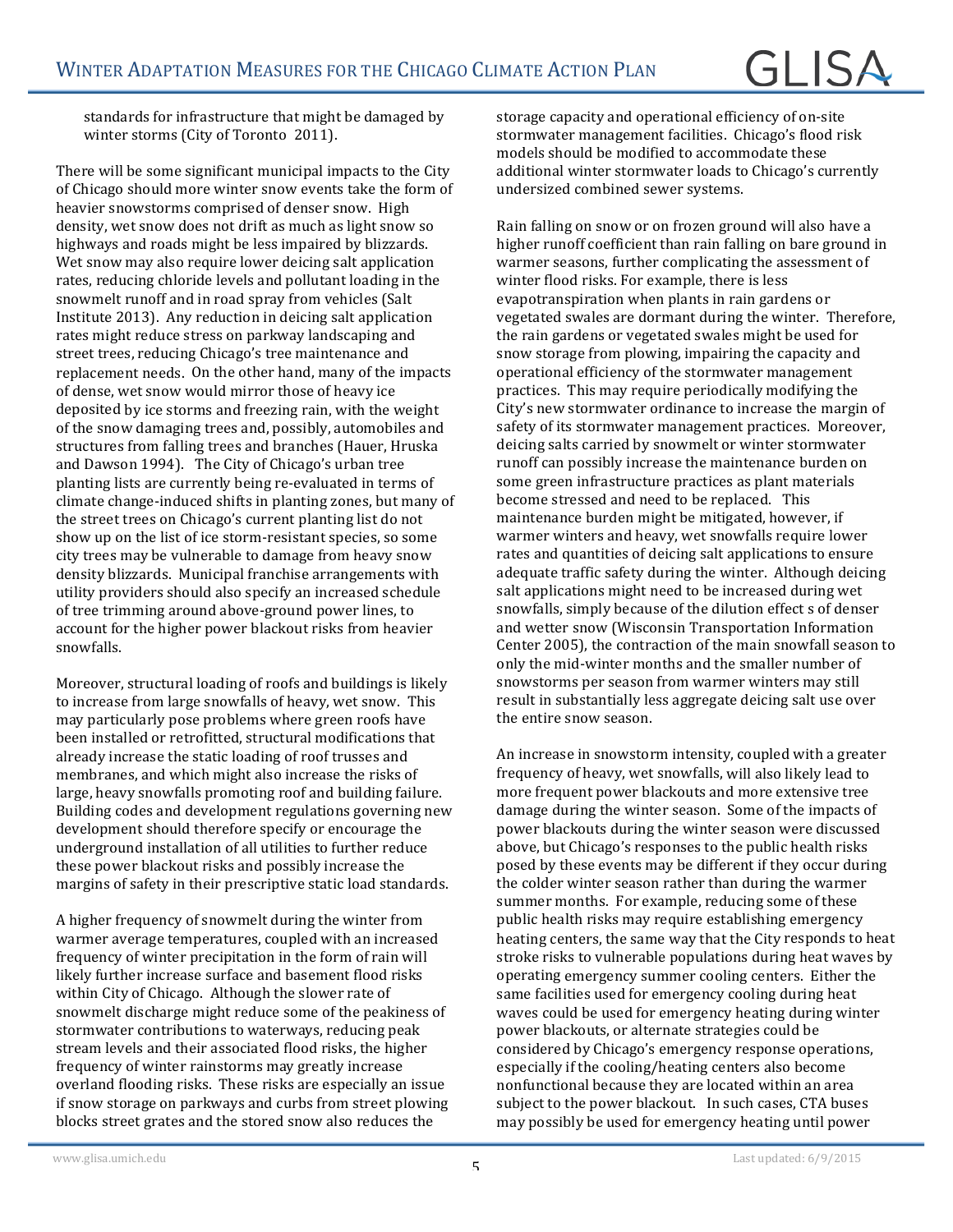standards for infrastructure that might be damaged by winter storms (City of Toronto 2011).

There will be some significant municipal impacts to the City of Chicago should more winter snow events take the form of heavier snowstorms comprised of denser snow. High density, wet snow does not drift as much as light snow so highways and roads might be less impaired by blizzards. Wet snow may also require lower deicing salt application rates, reducing chloride levels and pollutant loading in the snowmelt runoff and in road spray from vehicles (Salt Institute 2013). Any reduction in deicing salt application rates might reduce stress on parkway landscaping and street trees, reducing Chicago's tree maintenance and replacement needs. On the other hand, many of the impacts of dense, wet snow would mirror those of heavy ice deposited by ice storms and freezing rain, with the weight of the snow damaging trees and, possibly, automobiles and structures from falling trees and branches (Hauer, Hruska and Dawson 1994). The City of Chicago's urban tree planting lists are currently being re-evaluated in terms of climate change-induced shifts in planting zones, but many of the street trees on Chicago's current planting list do not show up on the list of ice storm-resistant species, so some city trees may be vulnerable to damage from heavy snow density blizzards. Municipal franchise arrangements with utility providers should also specify an increased schedule of tree trimming around above-ground power lines, to account for the higher power blackout risks from heavier snowfalls.

Moreover, structural loading of roofs and buildings is likely to increase from large snowfalls of heavy, wet snow. This may particularly pose problems where green roofs have been installed or retrofitted, structural modifications that already increase the static loading of roof trusses and membranes, and which might also increase the risks of large, heavy snowfalls promoting roof and building failure. Building codes and development regulations governing new development should therefore specify or encourage the underground installation of all utilities to further reduce these power blackout risks and possibly increase the margins of safety in their prescriptive static load standards.

A higher frequency of snowmelt during the winter from warmer average temperatures, coupled with an increased frequency of winter precipitation in the form of rain will likely further increase surface and basement flood risks within City of Chicago. Although the slower rate of snowmelt discharge might reduce some of the peakiness of stormwater contributions to waterways, reducing peak stream levels and their associated flood risks, the higher frequency of winter rainstorms may greatly increase overland flooding risks. These risks are especially an issue if snow storage on parkways and curbs from street plowing blocks street grates and the stored snow also reduces the storage capacity and operational efficiency of on-site stormwater management facilities. Chicago's flood risk models should be modified to accommodate these additional winter stormwater loads to Chicago's currently undersized combined sewer systems.

Rain falling on snow or on frozen ground will also have a higher runoff coefficient than rain falling on bare ground in warmer seasons, further complicating the assessment of winter flood risks. For example, there is less evapotranspiration when plants in rain gardens or vegetated swales are dormant during the winter. Therefore, the rain gardens or vegetated swales might be used for snow storage from plowing, impairing the capacity and operational efficiency of the stormwater management practices. This may require periodically modifying the City's new stormwater ordinance to increase the margin of safety of its stormwater management practices. Moreover, deicing salts carried by snowmelt or winter stormwater runoff can possibly increase the maintenance burden on some green infrastructure practices as plant materials become stressed and need to be replaced. This maintenance burden might be mitigated, however, if warmer winters and heavy, wet snowfalls require lower rates and quantities of deicing salt applications to ensure adequate traffic safety during the winter. Although deicing salt applications might need to be increased during wet snowfalls, simply because of the dilution effect s of denser and wetter snow (Wisconsin Transportation Information Center 2005), the contraction of the main snowfall season to only the mid-winter months and the smaller number of snowstorms per season from warmer winters may still result in substantially less aggregate deicing salt use over the entire snow season.

An increase in snowstorm intensity, coupled with a greater frequency of heavy, wet snowfalls, will also likely lead to more frequent power blackouts and more extensive tree damage during the winter season. Some of the impacts of power blackouts during the winter season were discussed above, but Chicago's responses to the public health risks posed by these events may be different if they occur during the colder winter season rather than during the warmer summer months. For example, reducing some of these public health risks may require establishing emergency heating centers, the same way that the City responds to heat stroke risks to vulnerable populations during heat waves by operating emergency summer cooling centers. Either the same facilities used for emergency cooling during heat waves could be used for emergency heating during winter power blackouts, or alternate strategies could be considered by Chicago's emergency response operations, especially if the cooling/heating centers also become nonfunctional because they are located within an area subject to the power blackout. In such cases, CTA buses may possibly be used for emergency heating until power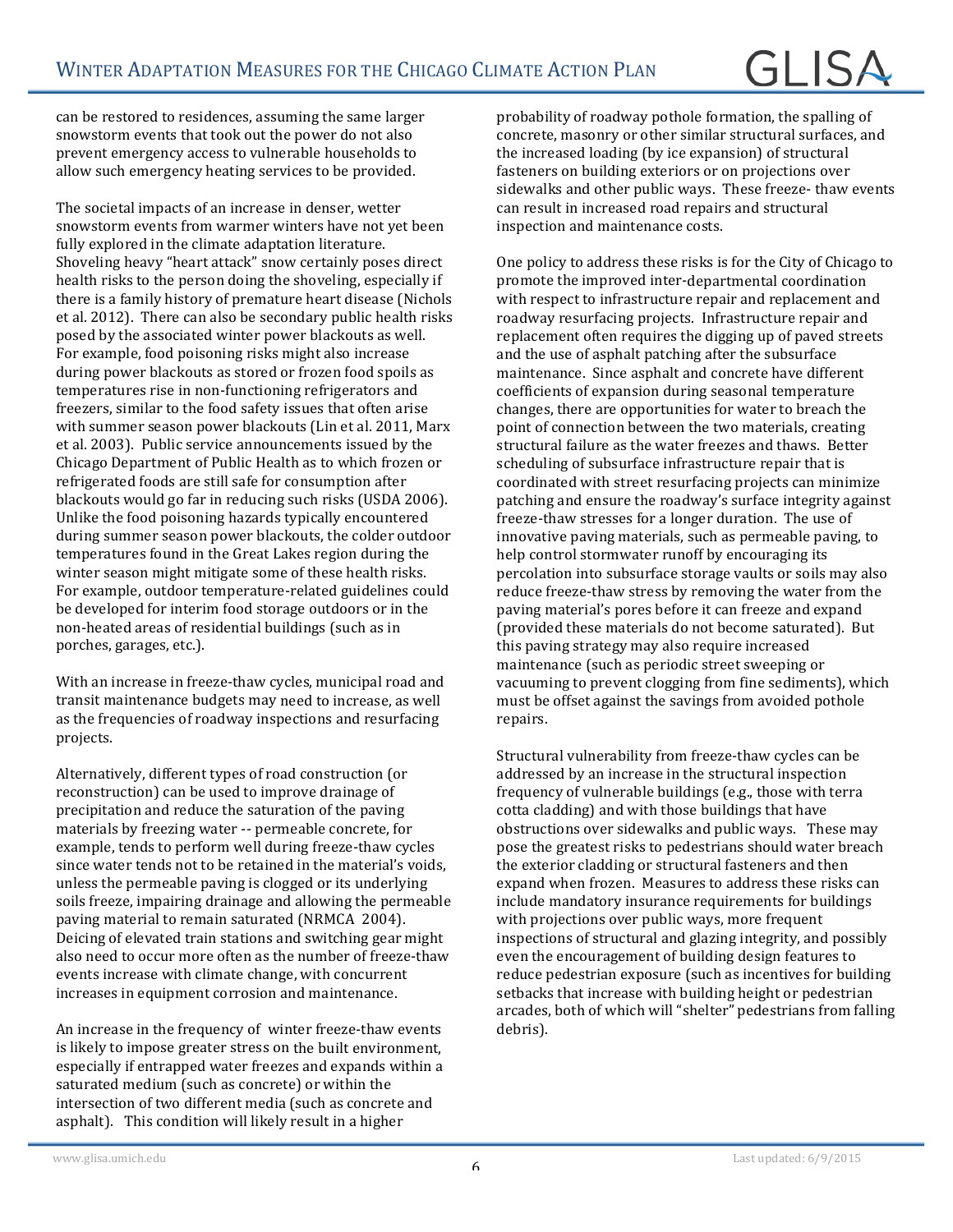can be restored to residences, assuming the same larger snowstorm events that took out the power do not also prevent emergency access to vulnerable households to allow such emergency heating services to be provided.

The societal impacts of an increase in denser, wetter snowstorm events from warmer winters have not yet been fully explored in the climate adaptation literature. Shoveling heavy "heart attack" snow certainly poses direct health risks to the person doing the shoveling, especially if there is a family history of premature heart disease (Nichols et al. 2012). There can also be secondary public health risks posed by the associated winter power blackouts as well. For example, food poisoning risks might also increase during power blackouts as stored or frozen food spoils as temperatures rise in non-functioning refrigerators and freezers, similar to the food safety issues that often arise with summer season power blackouts (Lin et al. 2011, Marx et al. 2003). Public service announcements issued by the Chicago Department of Public Health as to which frozen or refrigerated foods are still safe for consumption after blackouts would go far in reducing such risks (USDA 2006). Unlike the food poisoning hazards typically encountered during summer season power blackouts, the colder outdoor temperatures found in the Great Lakes region during the winter season might mitigate some of these health risks. For example, outdoor temperature-related guidelines could be developed for interim food storage outdoors or in the non-heated areas of residential buildings (such as in porches, garages, etc.).

With an increase in freeze-thaw cycles, municipal road and transit maintenance budgets may need to increase, as well as the frequencies of roadway inspections and resurfacing projects.

Alternatively, different types of road construction (or reconstruction) can be used to improve drainage of precipitation and reduce the saturation of the paving materials by freezing water -- permeable concrete, for example, tends to perform well during freeze-thaw cycles since water tends not to be retained in the material's voids, unless the permeable paving is clogged or its underlying soils freeze, impairing drainage and allowing the permeable paving material to remain saturated (NRMCA 2004). Deicing of elevated train stations and switching gear might also need to occur more often as the number of freeze-thaw events increase with climate change, with concurrent increases in equipment corrosion and maintenance.

An increase in the frequency of winter freeze-thaw events is likely to impose greater stress on the built environment, especially if entrapped water freezes and expands within a saturated medium (such as concrete) or within the intersection of two different media (such as concrete and asphalt). This condition will likely result in a higher probability of roadway pothole formation, the spalling of concrete, masonry or other similar structural surfaces, and the increased loading (by ice expansion) of structural fasteners on building exteriors or on projections over sidewalks and other public ways. These freeze- thaw events can result in increased road repairs and structural inspection and maintenance costs.

One policy to address these risks is for the City of Chicago to promote the improved inter-departmental coordination with respect to infrastructure repair and replacement and roadway resurfacing projects. Infrastructure repair and replacement often requires the digging up of paved streets and the use of asphalt patching after the subsurface maintenance. Since asphalt and concrete have different coefficients of expansion during seasonal temperature changes, there are opportunities for water to breach the point of connection between the two materials, creating structural failure as the water freezes and thaws. Better scheduling of subsurface infrastructure repair that is coordinated with street resurfacing projects can minimize patching and ensure the roadway's surface integrity against freeze-thaw stresses for a longer duration. The use of innovative paving materials, such as permeable paving, to help control stormwater runoff by encouraging its percolation into subsurface storage vaults or soils may also reduce freeze-thaw stress by removing the water from the paving material's pores before it can freeze and expand (provided these materials do not become saturated). But this paving strategy may also require increased maintenance (such as periodic street sweeping or vacuuming to prevent clogging from fine sediments), which must be offset against the savings from avoided pothole repairs.

Structural vulnerability from freeze-thaw cycles can be addressed by an increase in the structural inspection frequency of vulnerable buildings (e.g., those with terra cotta cladding) and with those buildings that have obstructions over sidewalks and public ways. These may pose the greatest risks to pedestrians should water breach the exterior cladding or structural fasteners and then expand when frozen. Measures to address these risks can include mandatory insurance requirements for buildings with projections over public ways, more frequent inspections of structural and glazing integrity, and possibly even the encouragement of building design features to reduce pedestrian exposure (such as incentives for building setbacks that increase with building height or pedestrian arcades, both of which will "shelter" pedestrians from falling debris).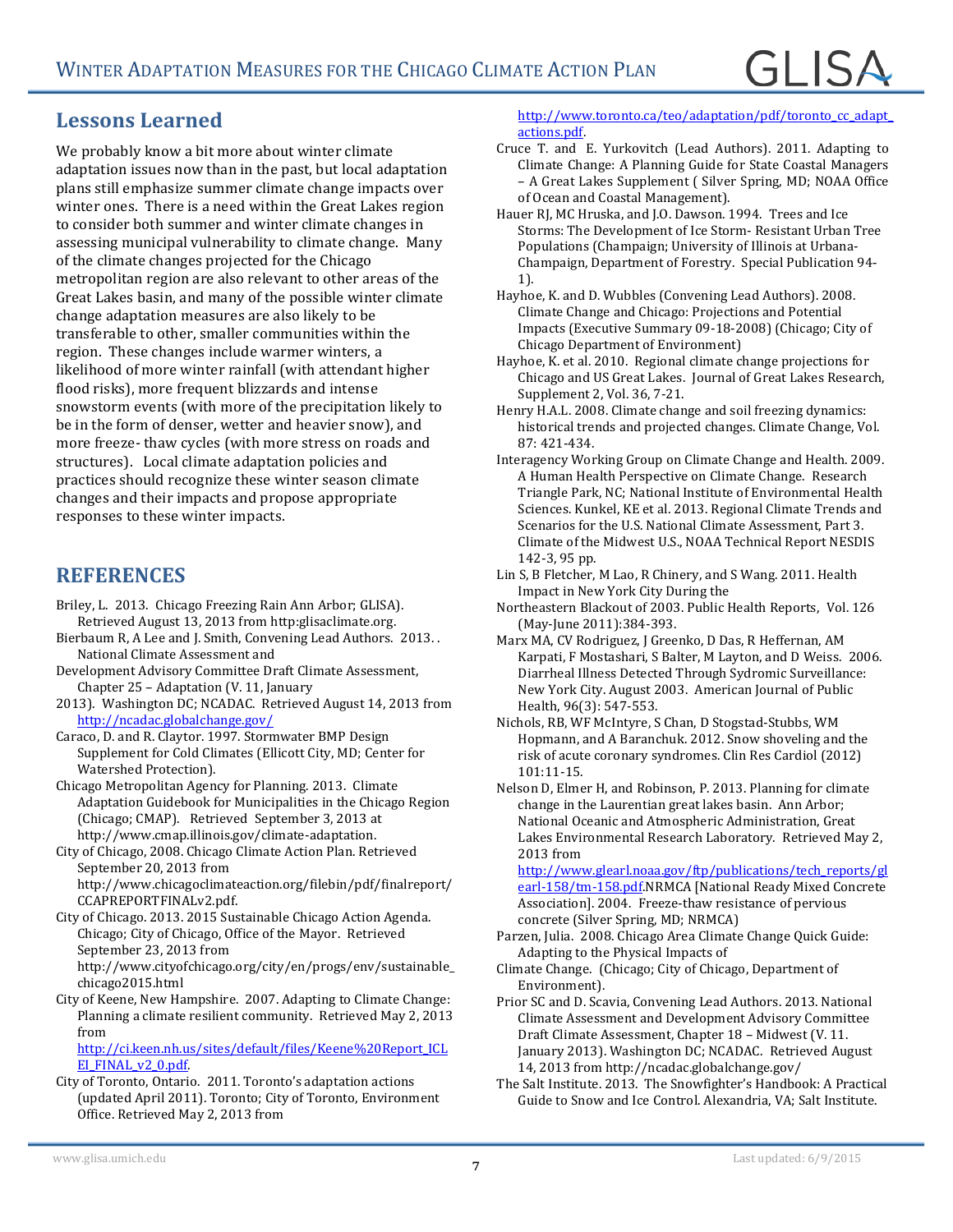## Lessons Learned

We probably know a bit more about winter climate adaptation issues now than in the past, but local adaptation plans still emphasize summer climate change impacts over winter ones. There is a need within the Great Lakes region to consider both summer and winter climate changes in assessing municipal vulnerability to climate change. Many of the climate changes projected for the Chicago metropolitan region are also relevant to other areas of the Great Lakes basin, and many of the possible winter climate change adaptation measures are also likely to be transferable to other, smaller communities within the region. These changes include warmer winters, a likelihood of more winter rainfall (with attendant higher flood risks), more frequent blizzards and intense snowstorm events (with more of the precipitation likely to be in the form of denser, wetter and heavier snow), and more freeze- thaw cycles (with more stress on roads and structures). Local climate adaptation policies and practices should recognize these winter season climate changes and their impacts and propose appropriate responses to these winter impacts.

## REFERENCES

Briley, L. 2013. Chicago Freezing Rain Ann Arbor; GLISA). Retrieved August 13, 2013 from http:glisaclimate.org.

Bierbaum R, A Lee and J. Smith, Convening Lead Authors. 2013. . National Climate Assessment and Development Advisory Committee Draft Climate Assessment, Chapter 25 – Adaptation (V. 11, January 2013). Washington DC; NCADAC. Retrieved August 14, 2013 from http://ncadac.globalchange.gov/

Caraco, D. and R. Claytor. 1997. Stormwater BMP Design Supplement for Cold Climates (Ellicott City, MD; Center for Watershed Protection).

Chicago Metropolitan Agency for Planning. 2013. Climate Adaptation Guidebook for Municipalities in the Chicago Region (Chicago; CMAP). Retrieved September 3, 2013 at http://www.cmap.illinois.gov/climate-adaptation.

City of Chicago, 2008. Chicago Climate Action Plan. Retrieved September 20, 2013 from http://www.chicagoclimateaction.org/filebin/pdf/finalreport/CCAPREPORTFINALv2.pdf.

City of Chicago. 2013. 2015 Sustainable Chicago Action Agenda. Chicago; City of Chicago, Office of the Mayor. Retrieved September 23, 2013 from http://www.cityofchicago.org/city/en/progs/env/sustainable_chicago2015.html

City of Keene, New Hampshire. 2007. Adapting to Climate Change: Planning a climate resilient community. Retrieved May 2, 2013 from http://ci.keen.nh.us/sites/default/files/Keene%20Report_ICLEI_FINAL_v2_0.pdf.

City of Toronto, Ontario. 2011. Toronto's adaptation actions (updated April 2011). Toronto; City of Toronto, Environment Office. Retrieved May 2, 2013 from http://www.toronto.ca/teo/adaptation/pdf/toronto_cc_adapt_actions.pdf.

Cruce T. and E. Yurkovitch (Lead Authors). 2011. Adapting to Climate Change: A Planning Guide for State Coastal Managers – A Great Lakes Supplement ( Silver Spring, MD; NOAA Office of Ocean and Coastal Management).

Hauer RJ, MC Hruska, and J.O. Dawson. 1994. Trees and Ice Storms: The Development of Ice Storm- Resistant Urban Tree Populations (Champaign; University of Illinois at Urbana-Champaign, Department of Forestry. Special Publication 94-1).

Hayhoe, K. and D. Wubbles (Convening Lead Authors). 2008. Climate Change and Chicago: Projections and Potential Impacts (Executive Summary 09-18-2008) (Chicago; City of Chicago Department of Environment)

Hayhoe, K. et al. 2010. Regional climate change projections for Chicago and US Great Lakes. Journal of Great Lakes Research, Supplement 2, Vol. 36, 7-21.

Henry H.A.L. 2008. Climate change and soil freezing dynamics: historical trends and projected changes. Climate Change, Vol. 87: 421-434.

Interagency Working Group on Climate Change and Health. 2009. A Human Health Perspective on Climate Change. Research Triangle Park, NC; National Institute of Environmental Health Sciences.

Kunkel, KE et al. 2013. Regional Climate Trends and Scenarios for the U.S. National Climate Assessment, Part 3. Climate of the Midwest U.S., NOAA Technical Report NESDIS 142-3, 95 pp.

Lin S, B Fletcher, M Lao, R Chinery, and S Wang. 2011. Health Impact in New York City During the Northeastern Blackout of 2003. Public Health Reports, Vol. 126 (May-June 2011):384-393.

Marx MA, CV Rodriguez, J Greenko, D Das, R Heffernan, AM Karpati, F Mostashari, S Balter, M Layton, and D Weiss. 2006. Diarrheal Illness Detected Through Sydromic Surveillance: New York City. August 2003. American Journal of Public Health, 96(3): 547-553.

Nichols, RB, WF McIntyre, S Chan, D Stogstad-Stubbs, WM Hopmann, and A Baranchuk. 2012. Snow shoveling and the risk of acute coronary syndromes. Clin Res Cardiol (2012) 101:11-15.

Nelson D, Elmer H, and Robinson, P. 2013. Planning for climate change in the Laurentian great lakes basin. Ann Arbor; National Oceanic and Atmospheric Administration, Great Lakes Environmental Research Laboratory. Retrieved May 2, 2013 from http://www.glearl.noaa.gov/ftp/publications/tech_reports/glearl-158/tm-158.pdf.

NRMCA [National Ready Mixed Concrete Association]. 2004. Freeze-thaw resistance of pervious concrete (Silver Spring, MD; NRMCA)

Parzen, Julia. 2008. Chicago Area Climate Change Quick Guide: Adapting to the Physical Impacts of Climate Change. (Chicago; City of Chicago, Department of Environment).

Prior SC and D. Scavia, Convening Lead Authors. 2013. National Climate Assessment and Development Advisory Committee Draft Climate Assessment, Chapter 18 – Midwest (V. 11. January 2013). Washington DC; NCADAC. Retrieved August 14, 2013 from http://ncadac.globalchange.gov/

The Salt Institute. 2013. The Snowfighter's Handbook: A Practical Guide to Snow and Ice Control. Alexandria, VA; Salt Institute.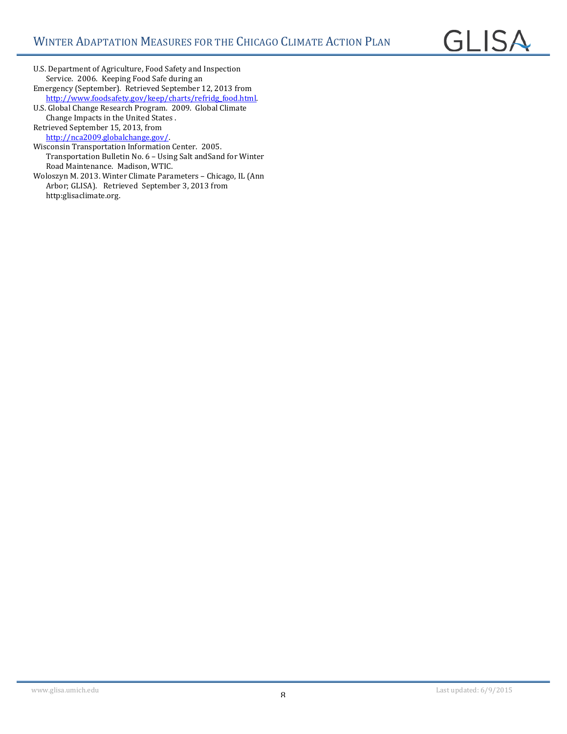U.S. Department of Agriculture, Food Safety and Inspection Service. 2006. Keeping Food Safe during an Emergency (September). Retrieved September 12, 2013 from http://www.foodsafety.gov/keep/charts/refridg_food.html.

U.S. Global Change Research Program. 2009. Global Climate Change Impacts in the United States . Retrieved September 15, 2013, from http://nca2009.globalchange.gov/.

Wisconsin Transportation Information Center. 2005. Transportation Bulletin No. 6 – Using Salt andSand for Winter Road Maintenance. Madison, WTIC.

Woloszyn M. 2013. Winter Climate Parameters – Chicago, IL (Ann Arbor; GLISA). Retrieved September 3, 2013 from http:glisaclimate.org.